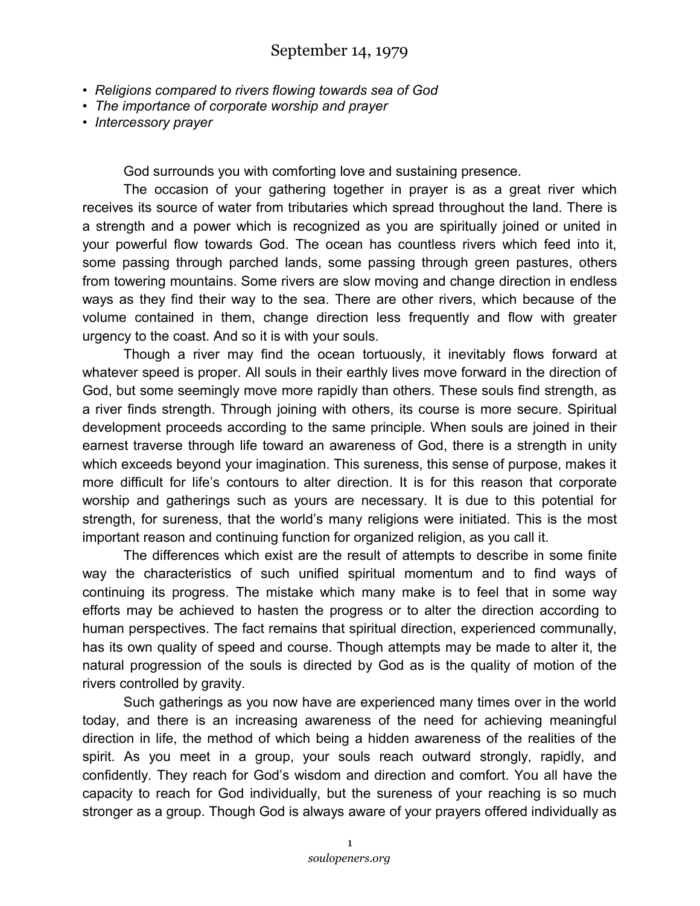# September 14, 1979

- *Religions compared to rivers flowing towards sea of God*
- *The importance of corporate worship and prayer*
- *Intercessory prayer*

God surrounds you with comforting love and sustaining presence.

The occasion of your gathering together in prayer is as a great river which receives its source of water from tributaries which spread throughout the land. There is a strength and a power which is recognized as you are spiritually joined or united in your powerful flow towards God. The ocean has countless rivers which feed into it, some passing through parched lands, some passing through green pastures, others from towering mountains. Some rivers are slow moving and change direction in endless ways as they find their way to the sea. There are other rivers, which because of the volume contained in them, change direction less frequently and flow with greater urgency to the coast. And so it is with your souls.

Though a river may find the ocean tortuously, it inevitably flows forward at whatever speed is proper. All souls in their earthly lives move forward in the direction of God, but some seemingly move more rapidly than others. These souls find strength, as a river finds strength. Through joining with others, its course is more secure. Spiritual development proceeds according to the same principle. When souls are joined in their earnest traverse through life toward an awareness of God, there is a strength in unity which exceeds beyond your imagination. This sureness, this sense of purpose, makes it more difficult for life's contours to alter direction. It is for this reason that corporate worship and gatherings such as yours are necessary. It is due to this potential for strength, for sureness, that the world's many religions were initiated. This is the most important reason and continuing function for organized religion, as you call it.

The differences which exist are the result of attempts to describe in some finite way the characteristics of such unified spiritual momentum and to find ways of continuing its progress. The mistake which many make is to feel that in some way efforts may be achieved to hasten the progress or to alter the direction according to human perspectives. The fact remains that spiritual direction, experienced communally, has its own quality of speed and course. Though attempts may be made to alter it, the natural progression of the souls is directed by God as is the quality of motion of the rivers controlled by gravity.

Such gatherings as you now have are experienced many times over in the world today, and there is an increasing awareness of the need for achieving meaningful direction in life, the method of which being a hidden awareness of the realities of the spirit. As you meet in a group, your souls reach outward strongly, rapidly, and confidently. They reach for God's wisdom and direction and comfort. You all have the capacity to reach for God individually, but the sureness of your reaching is so much stronger as a group. Though God is always aware of your prayers offered individually as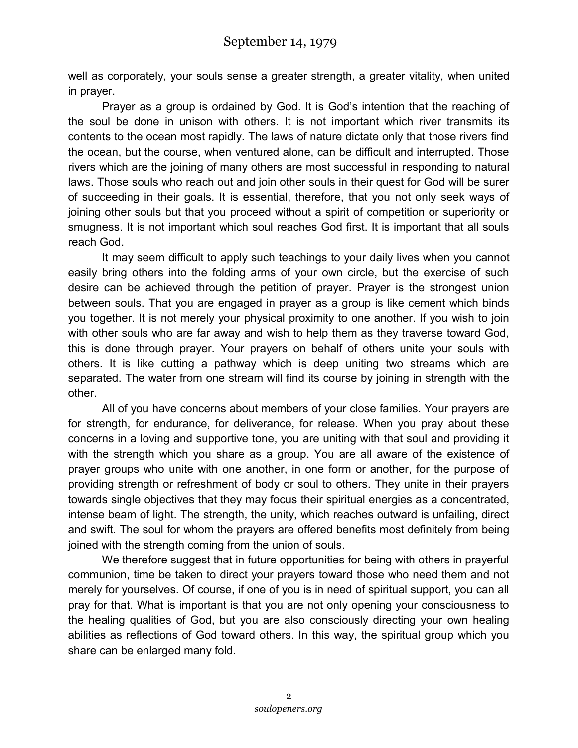well as corporately, your souls sense a greater strength, a greater vitality, when united in prayer.

Prayer as a group is ordained by God. It is God's intention that the reaching of the soul be done in unison with others. It is not important which river transmits its contents to the ocean most rapidly. The laws of nature dictate only that those rivers find the ocean, but the course, when ventured alone, can be difficult and interrupted. Those rivers which are the joining of many others are most successful in responding to natural laws. Those souls who reach out and join other souls in their quest for God will be surer of succeeding in their goals. It is essential, therefore, that you not only seek ways of joining other souls but that you proceed without a spirit of competition or superiority or smugness. It is not important which soul reaches God first. It is important that all souls reach God.

It may seem difficult to apply such teachings to your daily lives when you cannot easily bring others into the folding arms of your own circle, but the exercise of such desire can be achieved through the petition of prayer. Prayer is the strongest union between souls. That you are engaged in prayer as a group is like cement which binds you together. It is not merely your physical proximity to one another. If you wish to join with other souls who are far away and wish to help them as they traverse toward God, this is done through prayer. Your prayers on behalf of others unite your souls with others. It is like cutting a pathway which is deep uniting two streams which are separated. The water from one stream will find its course by joining in strength with the other.

All of you have concerns about members of your close families. Your prayers are for strength, for endurance, for deliverance, for release. When you pray about these concerns in a loving and supportive tone, you are uniting with that soul and providing it with the strength which you share as a group. You are all aware of the existence of prayer groups who unite with one another, in one form or another, for the purpose of providing strength or refreshment of body or soul to others. They unite in their prayers towards single objectives that they may focus their spiritual energies as a concentrated, intense beam of light. The strength, the unity, which reaches outward is unfailing, direct and swift. The soul for whom the prayers are offered benefits most definitely from being joined with the strength coming from the union of souls.

We therefore suggest that in future opportunities for being with others in prayerful communion, time be taken to direct your prayers toward those who need them and not merely for yourselves. Of course, if one of you is in need of spiritual support, you can all pray for that. What is important is that you are not only opening your consciousness to the healing qualities of God, but you are also consciously directing your own healing abilities as reflections of God toward others. In this way, the spiritual group which you share can be enlarged many fold.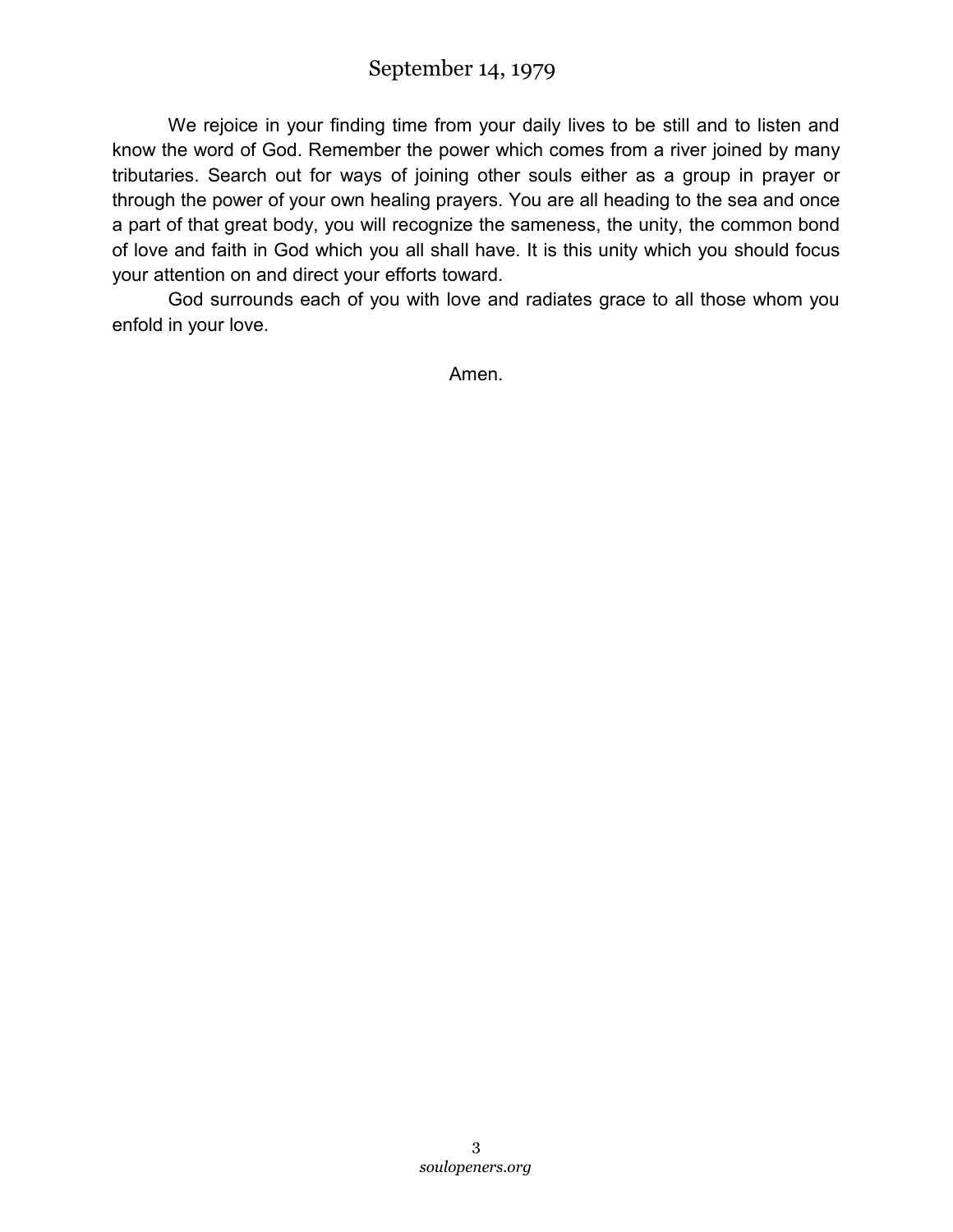## September 14, 1979

We rejoice in your finding time from your daily lives to be still and to listen and know the word of God. Remember the power which comes from a river joined by many tributaries. Search out for ways of joining other souls either as a group in prayer or through the power of your own healing prayers. You are all heading to the sea and once a part of that great body, you will recognize the sameness, the unity, the common bond of love and faith in God which you all shall have. It is this unity which you should focus your attention on and direct your efforts toward.

God surrounds each of you with love and radiates grace to all those whom you enfold in your love.

Amen.